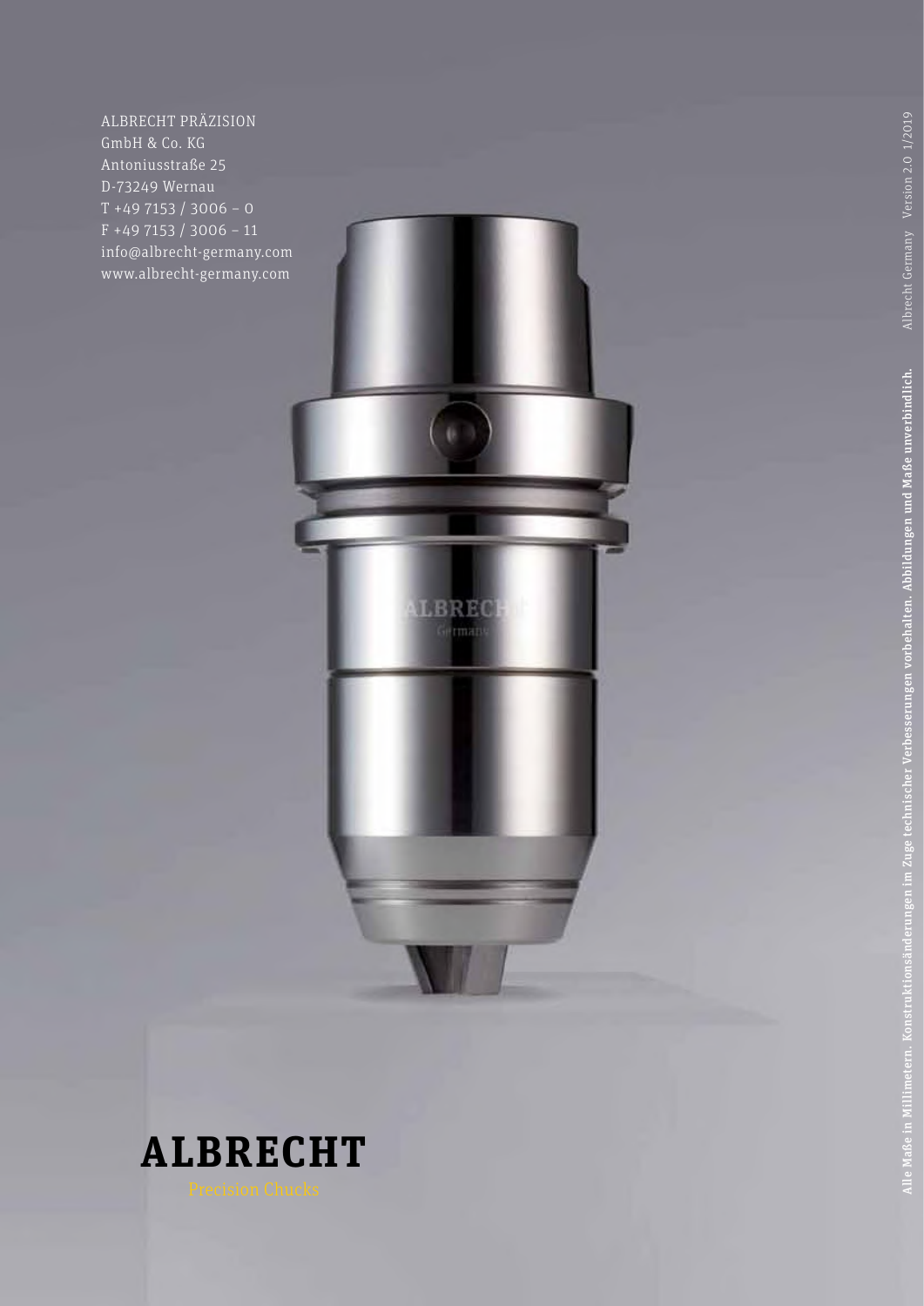ALBRECHT PRÄZISION
GmbH & Co. KG
Antoniusstraße 25
D-73249 Wernau
T +49 7153 / 3006 – 0
F +49 7153 / 3006 – 11
info@albrecht-germany.com
www.albrecht-germany.com

**Alle Maße in Millimetern. Konstruktionsänderungen im Zuge technischer Verbesserungen vorbehalten. Abbildungen und Maße unverbindlich.** Albrecht Germany Version 2.0 1/2019

# ALBRECHT

Precision Chucks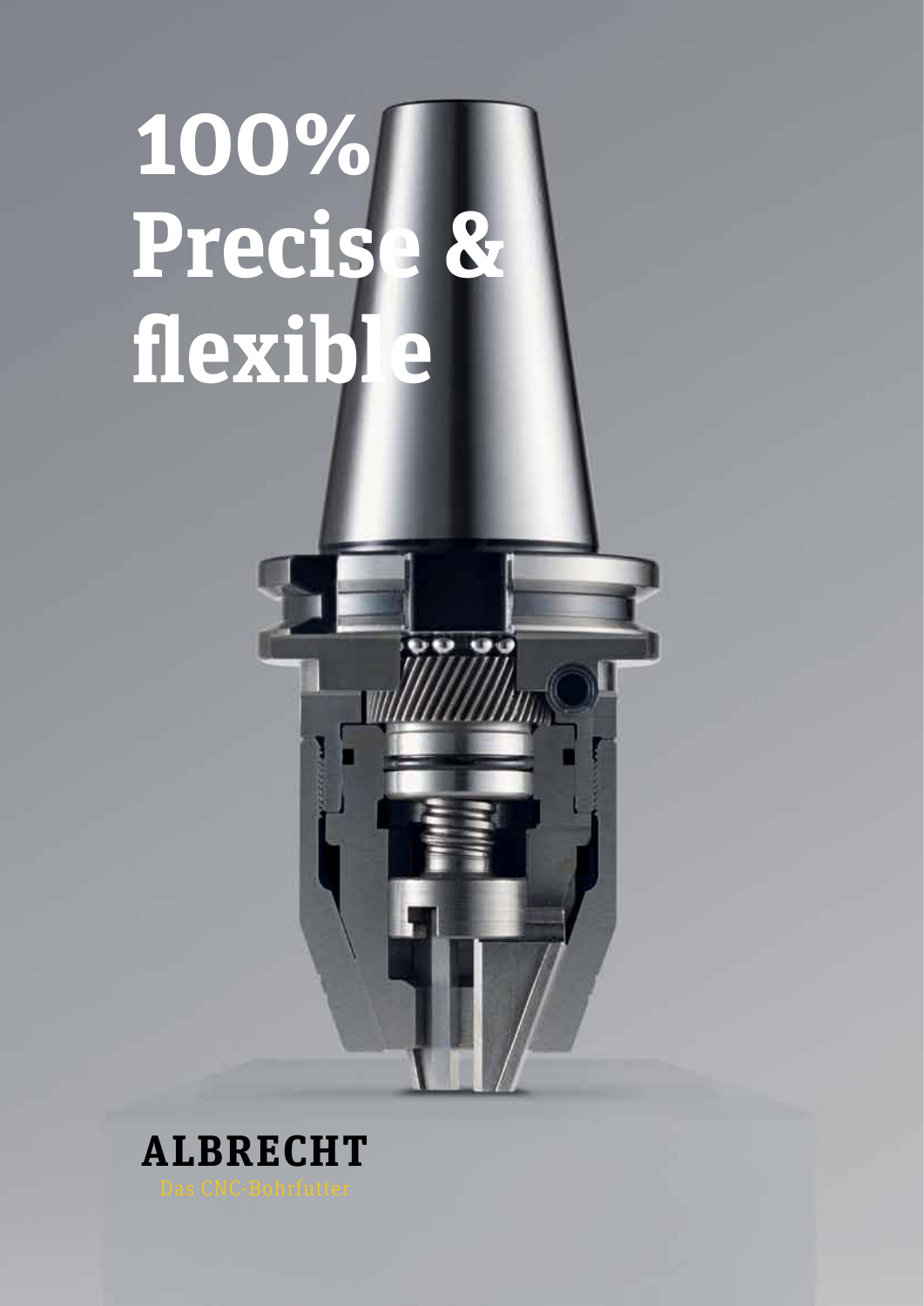# 100% Precise & flexible

**ALBRECHT**

Das CNC-Bohrfutter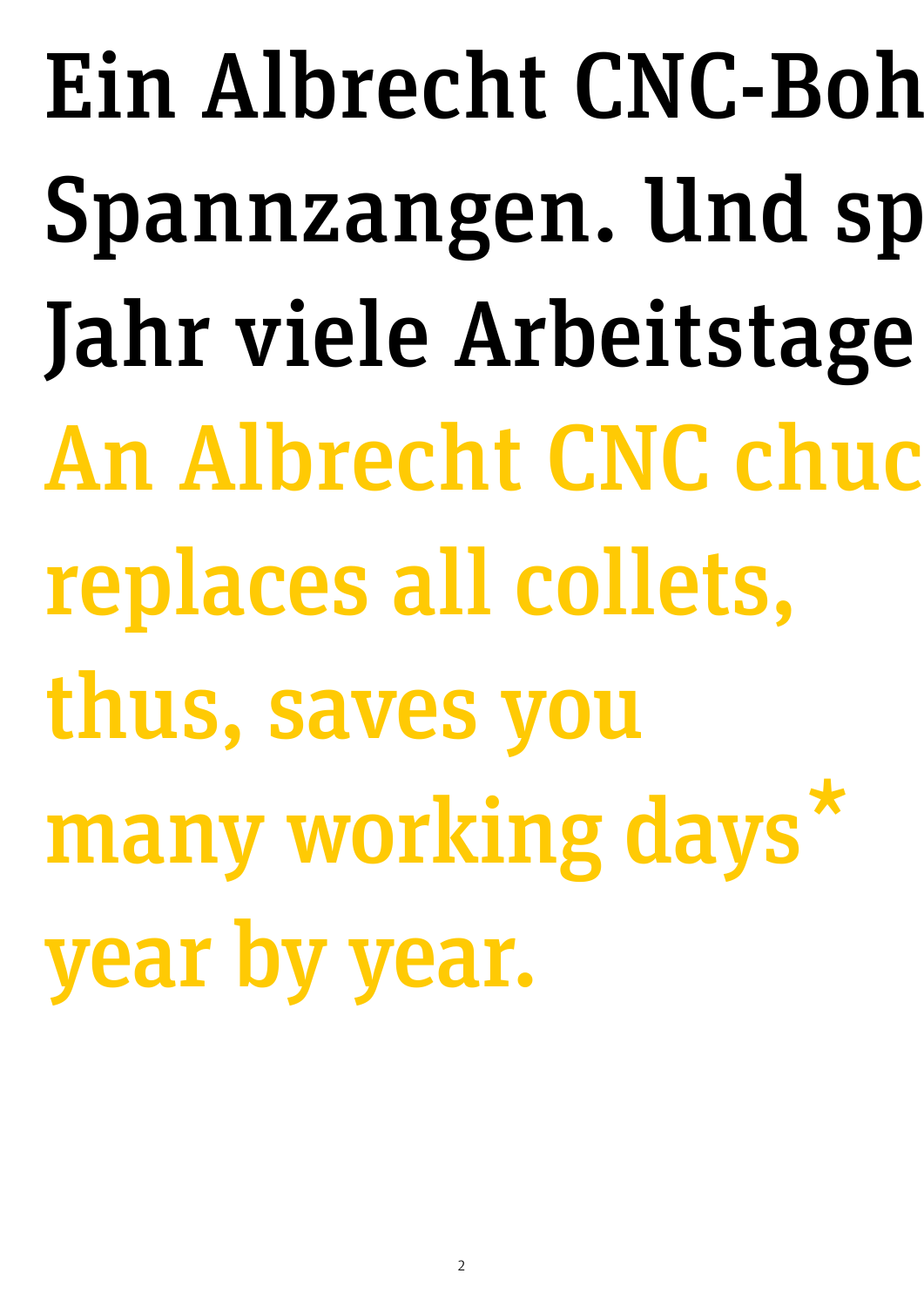# Ein Albrecht CNC-Boh
# Spannzangen. Und sp
# Jahr viele Arbeitstage

# An Albrecht CNC chuc
# replaces all collets,
# thus, saves you
# many working days*
# year by year.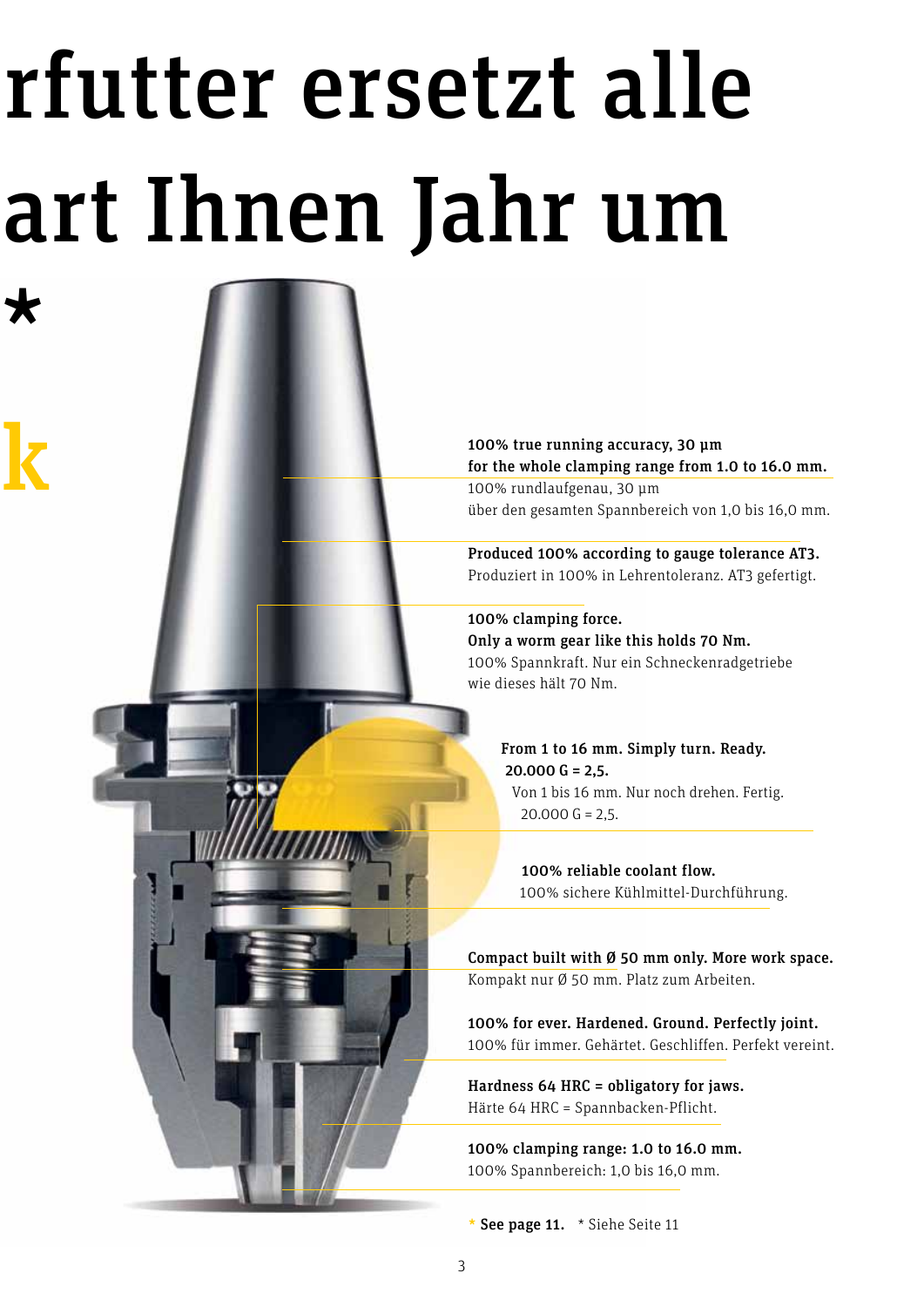# rfutter ersetzt alle
# art Ihnen Jahr um

*

k

**100% true running accuracy, 30 µm for the whole clamping range from 1.0 to 16.0 mm.**
100% rundlaufgenau, 30 µm über den gesamten Spannbereich von 1,0 bis 16,0 mm.

**Produced 100% according to gauge tolerance AT3.**
Produziert in 100% in Lehrentoleranz. AT3 gefertigt.

**100% clamping force. Only a worm gear like this holds 70 Nm.**
100% Spannkraft. Nur ein Schneckenradgetriebe wie dieses hält 70 Nm.

**From 1 to 16 mm. Simply turn. Ready. 20.000 G = 2,5.**
Von 1 bis 16 mm. Nur noch drehen. Fertig. 20.000 G = 2,5.

**100% reliable coolant flow.**
100% sichere Kühlmittel-Durchführung.

**Compact built with Ø 50 mm only. More work space.**
Kompakt nur Ø 50 mm. Platz zum Arbeiten.

**100% for ever. Hardened. Ground. Perfectly joint.**
100% für immer. Gehärtet. Geschliffen. Perfekt vereint.

**Hardness 64 HRC = obligatory for jaws.**
Härte 64 HRC = Spannbacken-Pflicht.

**100% clamping range: 1.0 to 16.0 mm.**
100% Spannbereich: 1,0 bis 16,0 mm.

* **See page 11.** * Siehe Seite 11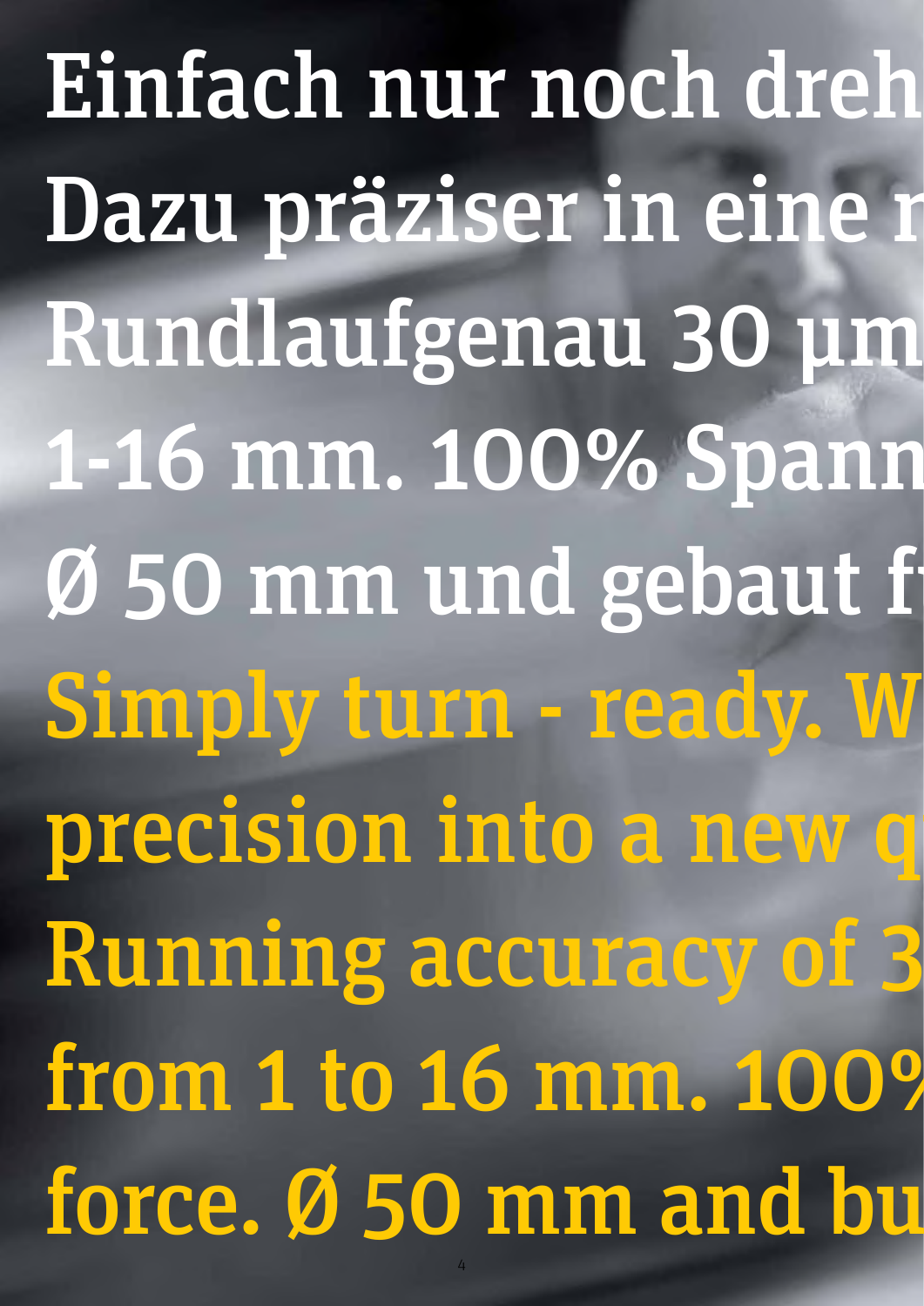Einfach nur noch dreh
Dazu präziser in eine n
Rundlaufgenau 30 µm
1-16 mm. 100% Spann
Ø 50 mm und gebaut f

Simply turn - ready. W
precision into a new q
Running accuracy of 3
from 1 to 16 mm. 100%
force. Ø 50 mm and bu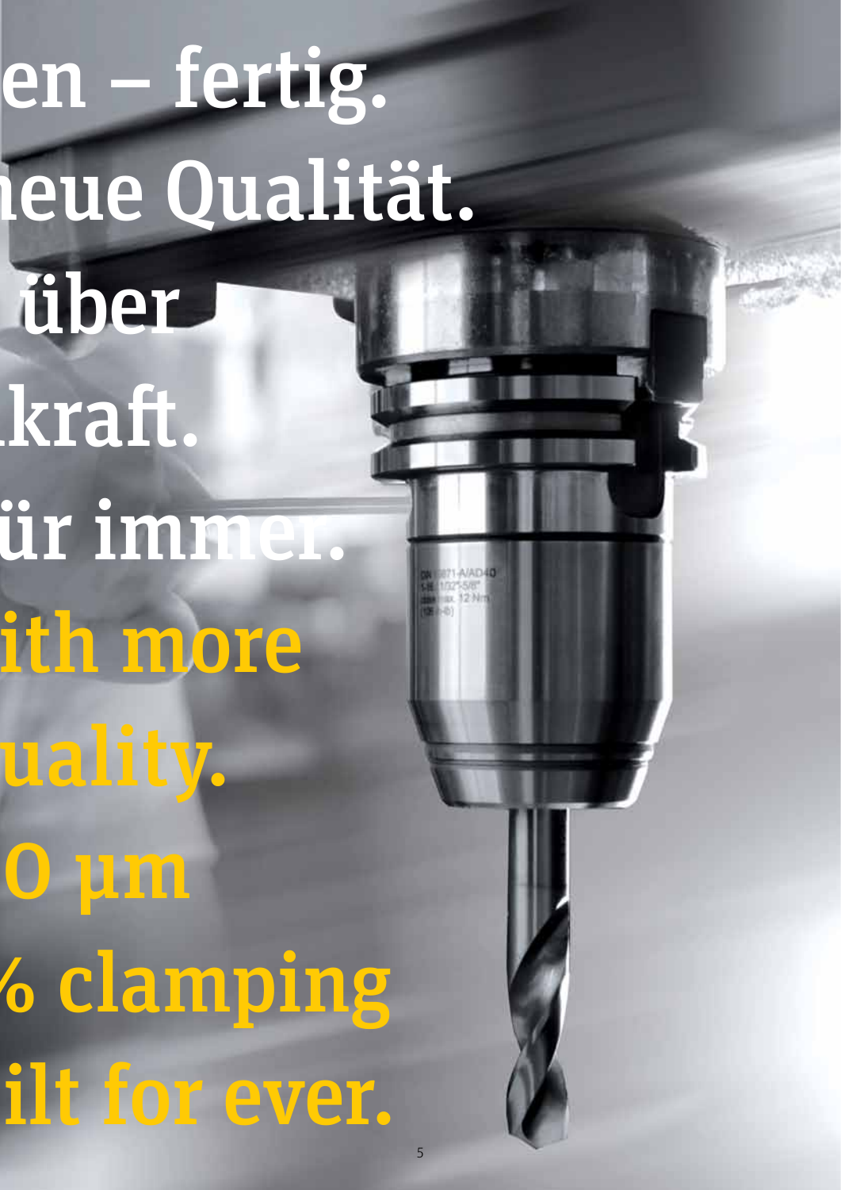en – fertig.
neue Qualität.
über
kraft.
ür immer.

ith more
uality.
0 µm
% clamping
ilt for ever.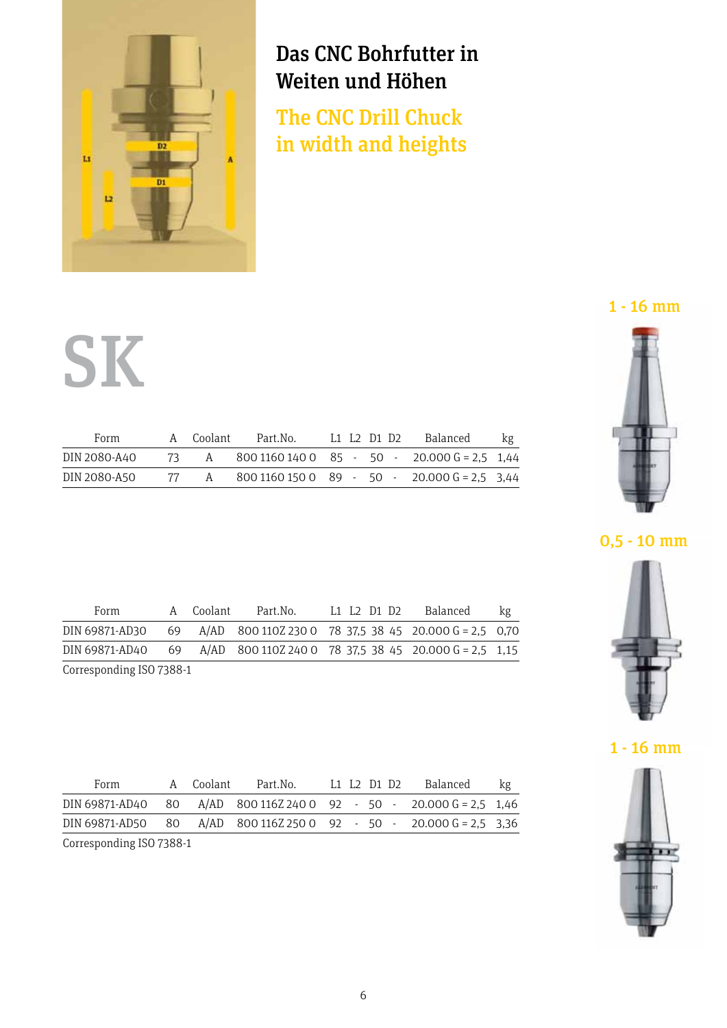# Das CNC Bohrfutter in Weiten und Höhen

## The CNC Drill Chuck in width and heights

# SK

1 - 16 mm

| Form | A | Coolant | Part.No. | L1 | L2 | D1 | D2 | Balanced | kg |
|---|---|---|---|---|---|---|---|---|---|
| DIN 2080-A40 | 73 | A | 800 1160 140 0 | 85 | - | 50 | - | 20.000 G = 2,5 | 1,44 |
| DIN 2080-A50 | 77 | A | 800 1160 150 0 | 89 | - | 50 | - | 20.000 G = 2,5 | 3,44 |

0,5 - 10 mm

| Form | A | Coolant | Part.No. | L1 | L2 | D1 | D2 | Balanced | kg |
|---|---|---|---|---|---|---|---|---|---|
| DIN 69871-AD30 | 69 | A/AD | 800 110Z 230 0 | 78 | 37,5 | 38 | 45 | 20.000 G = 2,5 | 0,70 |
| DIN 69871-AD40 | 69 | A/AD | 800 110Z 240 0 | 78 | 37,5 | 38 | 45 | 20.000 G = 2,5 | 1,15 |

Corresponding ISO 7388-1

1 - 16 mm

| Form | A | Coolant | Part.No. | L1 | L2 | D1 | D2 | Balanced | kg |
|---|---|---|---|---|---|---|---|---|---|
| DIN 69871-AD40 | 80 | A/AD | 800 116Z 240 0 | 92 | - | 50 | - | 20.000 G = 2,5 | 1,46 |
| DIN 69871-AD50 | 80 | A/AD | 800 116Z 250 0 | 92 | - | 50 | - | 20.000 G = 2,5 | 3,36 |

Corresponding ISO 7388-1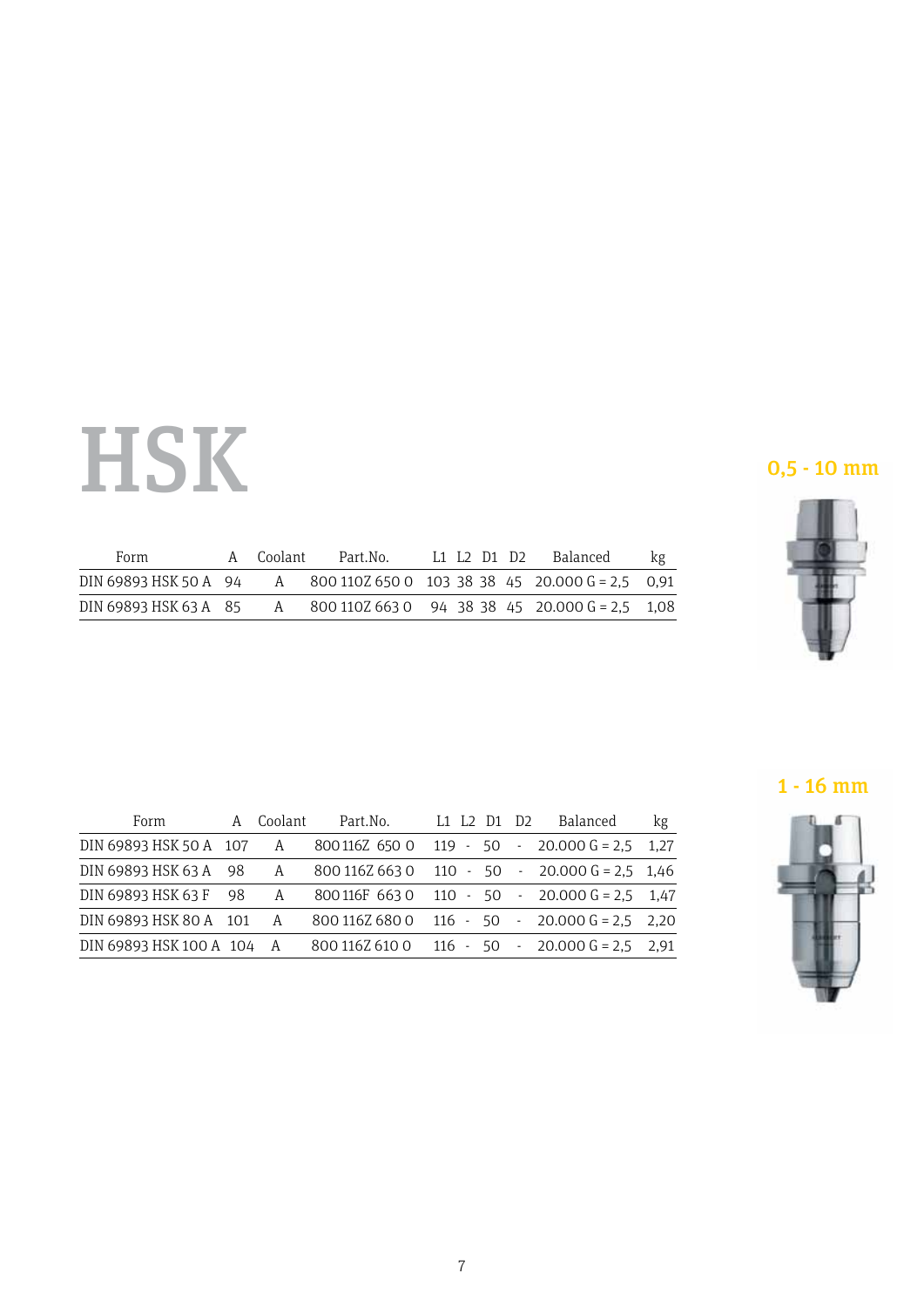# HSK

## 0,5 - 10 mm

| Form | A | Coolant | Part.No. | L1 | L2 | D1 | D2 | Balanced | kg |
|---|---|---|---|---|---|---|---|---|---|
| DIN 69893 HSK 50 A | 94 | A | 800 110Z 650 0 | 103 | 38 | 38 | 45 | 20.000 G = 2,5 | 0,91 |
| DIN 69893 HSK 63 A | 85 | A | 800 110Z 663 0 | 94 | 38 | 38 | 45 | 20.000 G = 2,5 | 1,08 |

## 1 - 16 mm

| Form | A | Coolant | Part.No. | L1 | L2 | D1 | D2 | Balanced | kg |
|---|---|---|---|---|---|---|---|---|---|
| DIN 69893 HSK 50 A | 107 | A | 800 116Z 650 0 | 119 | - | 50 | - | 20.000 G = 2,5 | 1,27 |
| DIN 69893 HSK 63 A | 98 | A | 800 116Z 663 0 | 110 | - | 50 | - | 20.000 G = 2,5 | 1,46 |
| DIN 69893 HSK 63 F | 98 | A | 800 116F 663 0 | 110 | - | 50 | - | 20.000 G = 2,5 | 1,47 |
| DIN 69893 HSK 80 A | 101 | A | 800 116Z 680 0 | 116 | - | 50 | - | 20.000 G = 2,5 | 2,20 |
| DIN 69893 HSK 100 A | 104 | A | 800 116Z 610 0 | 116 | - | 50 | - | 20.000 G = 2,5 | 2,91 |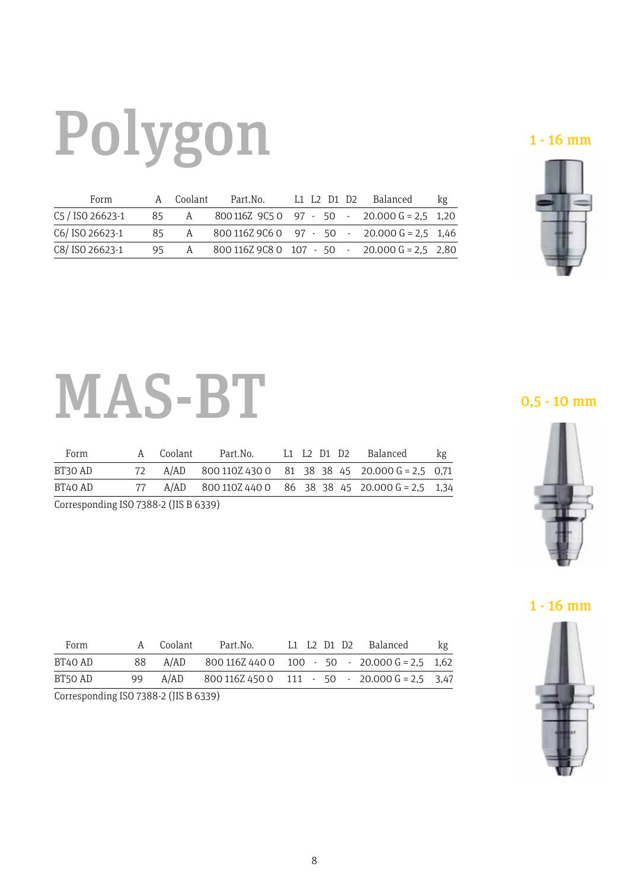# Polygon

1 - 16 mm

| Form | A | Coolant | Part.No. | L1 | L2 | D1 | D2 | Balanced | kg |
|---|---|---|---|---|---|---|---|---|---|
| C5 / ISO 26623-1 | 85 | A | 800 116Z 9C5 0 | 97 | - | 50 | - | 20.000 G = 2,5 | 1,20 |
| C6/ ISO 26623-1 | 85 | A | 800 116Z 9C6 0 | 97 | - | 50 | - | 20.000 G = 2,5 | 1,46 |
| C8/ ISO 26623-1 | 95 | A | 800 116Z 9C8 0 | 107 | - | 50 | - | 20.000 G = 2,5 | 2,80 |

# MAS-BT

0,5 - 10 mm

| Form | A | Coolant | Part.No. | L1 | L2 | D1 | D2 | Balanced | kg |
|---|---|---|---|---|---|---|---|---|---|
| BT30 AD | 72 | A/AD | 800 110Z 430 0 | 81 | 38 | 38 | 45 | 20.000 G = 2,5 | 0,71 |
| BT40 AD | 77 | A/AD | 800 110Z 440 0 | 86 | 38 | 38 | 45 | 20.000 G = 2,5 | 1,34 |

Corresponding ISO 7388-2 (JIS B 6339)

1 - 16 mm

| Form | A | Coolant | Part.No. | L1 | L2 | D1 | D2 | Balanced | kg |
|---|---|---|---|---|---|---|---|---|---|
| BT40 AD | 88 | A/AD | 800 116Z 440 0 | 100 | - | 50 | - | 20.000 G = 2,5 | 1,62 |
| BT50 AD | 99 | A/AD | 800 116Z 450 0 | 111 | - | 50 | - | 20.000 G = 2,5 | 3,47 |

Corresponding ISO 7388-2 (JIS B 6339)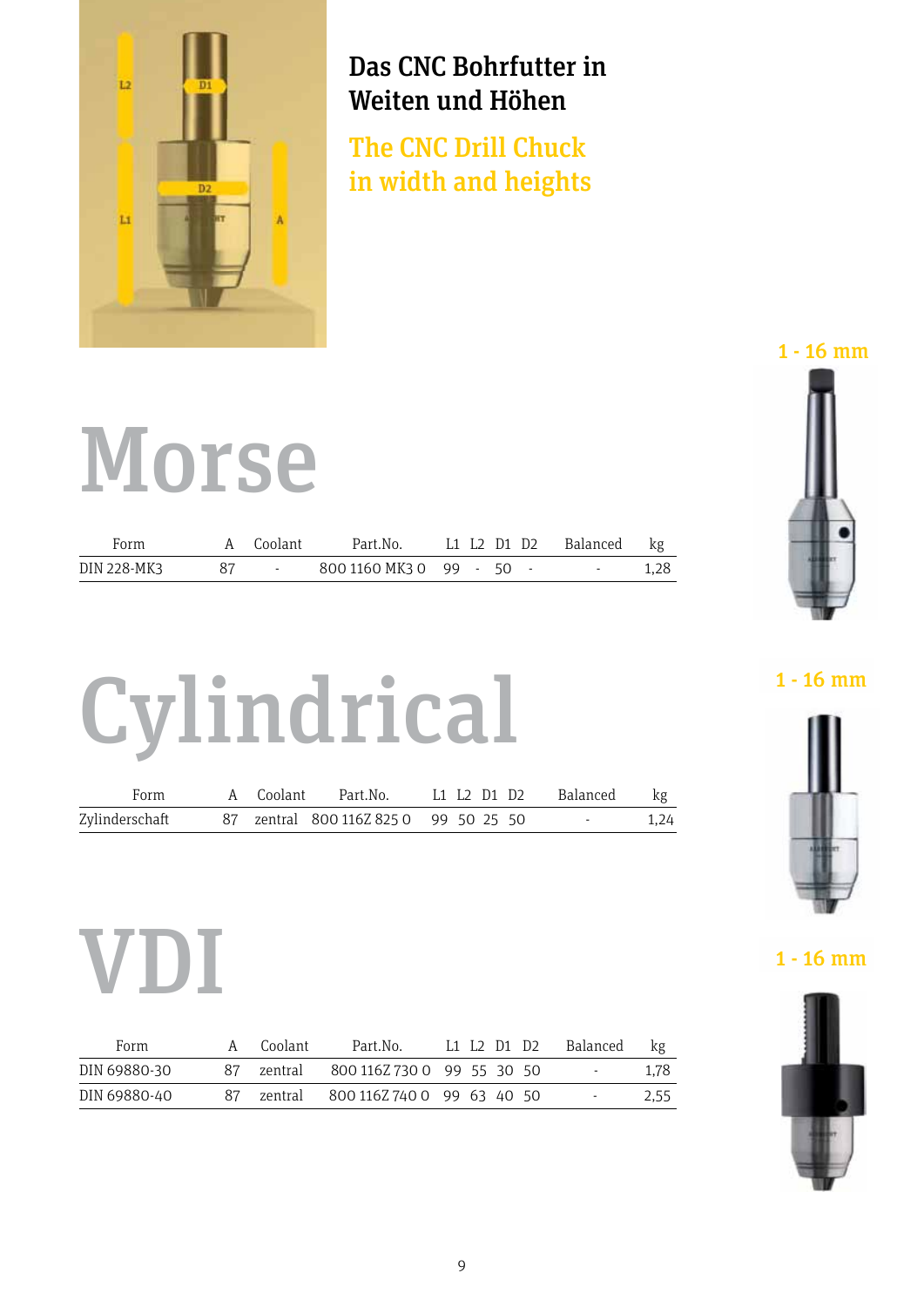## Das CNC Bohrfutter in Weiten und Höhen

## The CNC Drill Chuck in width and heights

1 - 16 mm

# Morse

| Form | A | Coolant | Part.No. | L1 | L2 | D1 | D2 | Balanced | kg |
|---|---|---|---|---|---|---|---|---|---|
| DIN 228-MK3 | 87 | - | 800 1160 MK3 0 | 99 | - | 50 | - | - | 1,28 |

1 - 16 mm

# Cylindrical

| Form | A | Coolant | Part.No. | L1 | L2 | D1 | D2 | Balanced | kg |
|---|---|---|---|---|---|---|---|---|---|
| Zylinderschaft | 87 | zentral | 800 116Z 825 0 | 99 | 50 | 25 | 50 | - | 1,24 |

1 - 16 mm

# VDI

| Form | A | Coolant | Part.No. | L1 | L2 | D1 | D2 | Balanced | kg |
|---|---|---|---|---|---|---|---|---|---|
| DIN 69880-30 | 87 | zentral | 800 116Z 730 0 | 99 | 55 | 30 | 50 | - | 1,78 |
| DIN 69880-40 | 87 | zentral | 800 116Z 740 0 | 99 | 63 | 40 | 50 | - | 2,55 |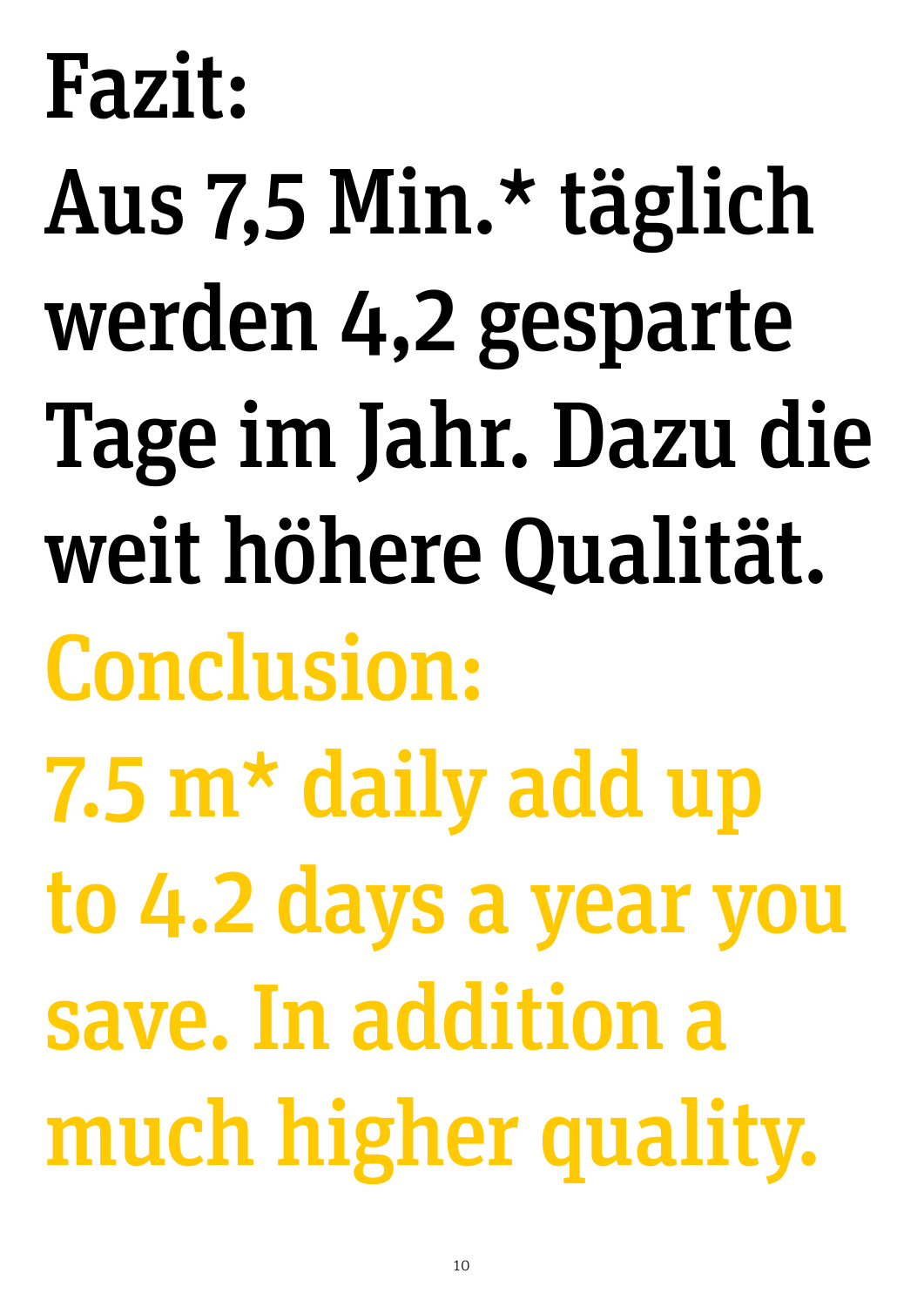# Fazit:

# Aus 7,5 Min.* täglich werden 4,2 gesparte Tage im Jahr. Dazu die weit höhere Qualität.

# Conclusion:

# 7.5 m* daily add up to 4.2 days a year you save. In addition a much higher quality.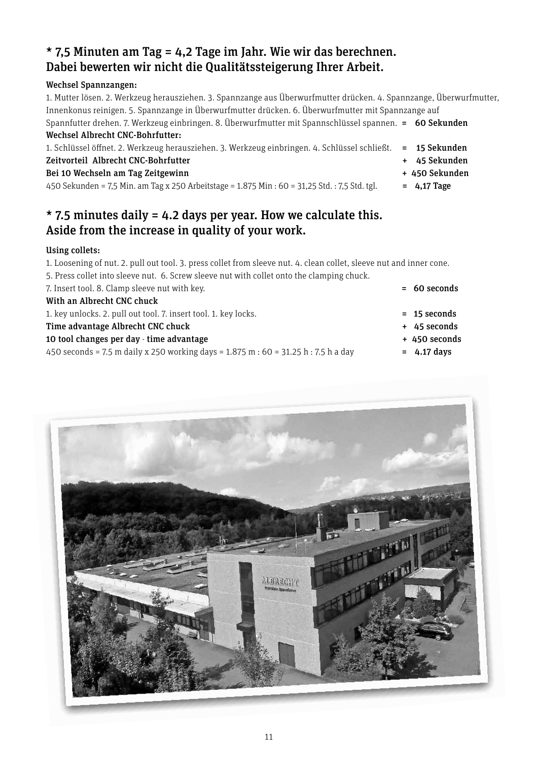## * 7,5 Minuten am Tag = 4,2 Tage im Jahr. Wie wir das berechnen. Dabei bewerten wir nicht die Qualitätssteigerung Ihrer Arbeit.

**Wechsel Spannzangen:**

1. Mutter lösen. 2. Werkzeug herausziehen. 3. Spannzange aus Überwurfmutter drücken. 4. Spannzange, Überwurfmutter, Innenkonus reinigen. 5. Spannzange in Überwurfmutter drücken. 6. Überwurfmutter mit Spannzange auf Spannfutter drehen. 7. Werkzeug einbringen. 8. Überwurfmutter mit Spannschlüssel spannen. = **60 Sekunden**

**Wechsel Albrecht CNC-Bohrfutter:**

1. Schlüssel öffnet. 2. Werkzeug herausziehen. 3. Werkzeug einbringen. 4. Schlüssel schließt. = **15 Sekunden**

**Zeitvorteil Albrecht CNC-Bohrfutter** + **45 Sekunden**

**Bei 10 Wechseln am Tag Zeitgewinn** + **450 Sekunden**

450 Sekunden = 7,5 Min. am Tag x 250 Arbeitstage = 1.875 Min : 60 = 31,25 Std. : 7,5 Std. tgl. = **4,17 Tage**

## * 7.5 minutes daily = 4.2 days per year. How we calculate this. Aside from the increase in quality of your work.

**Using collets:**

1. Loosening of nut. 2. pull out tool. 3. press collet from sleeve nut. 4. clean collet, sleeve nut and inner cone. 5. Press collet into sleeve nut. 6. Screw sleeve nut with collet onto the clamping chuck. 7. Insert tool. 8. Clamp sleeve nut with key. = **60 seconds**

**With an Albrecht CNC chuck**

1. key unlocks. 2. pull out tool. 7. insert tool. 1. key locks. = **15 seconds**

**Time advantage Albrecht CNC chuck** + **45 seconds**

**10 tool changes per day - time advantage** + **450 seconds**

450 seconds = 7.5 m daily x 250 working days = 1.875 m : 60 = 31.25 h : 7.5 h a day = **4.17 days**